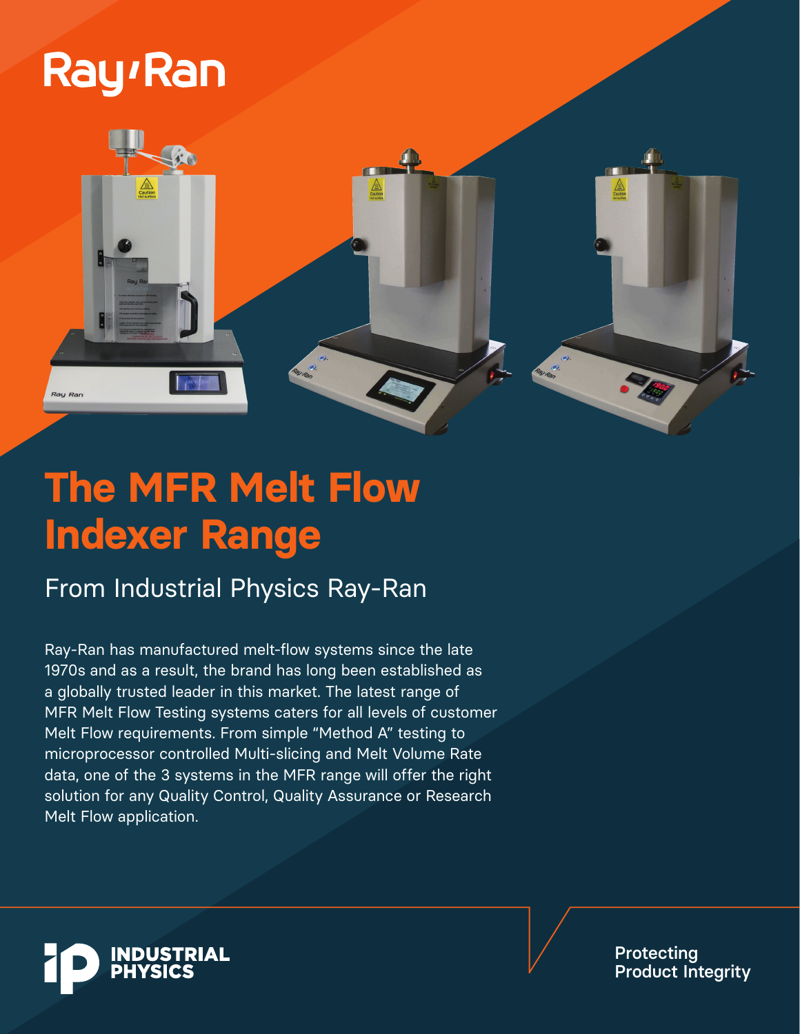Ray-Ran

# The MFR Melt Flow Indexer Range

## From Industrial Physics Ray-Ran

Ray-Ran has manufactured melt-flow systems since the late 1970s and as a result, the brand has long been established as a globally trusted leader in this market. The latest range of MFR Melt Flow Testing systems caters for all levels of customer Melt Flow requirements. From simple "Method A" testing to microprocessor controlled Multi-slicing and Melt Volume Rate data, one of the 3 systems in the MFR range will offer the right solution for any Quality Control, Quality Assurance or Research Melt Flow application.

INDUSTRIAL PHYSICS

Protecting Product Integrity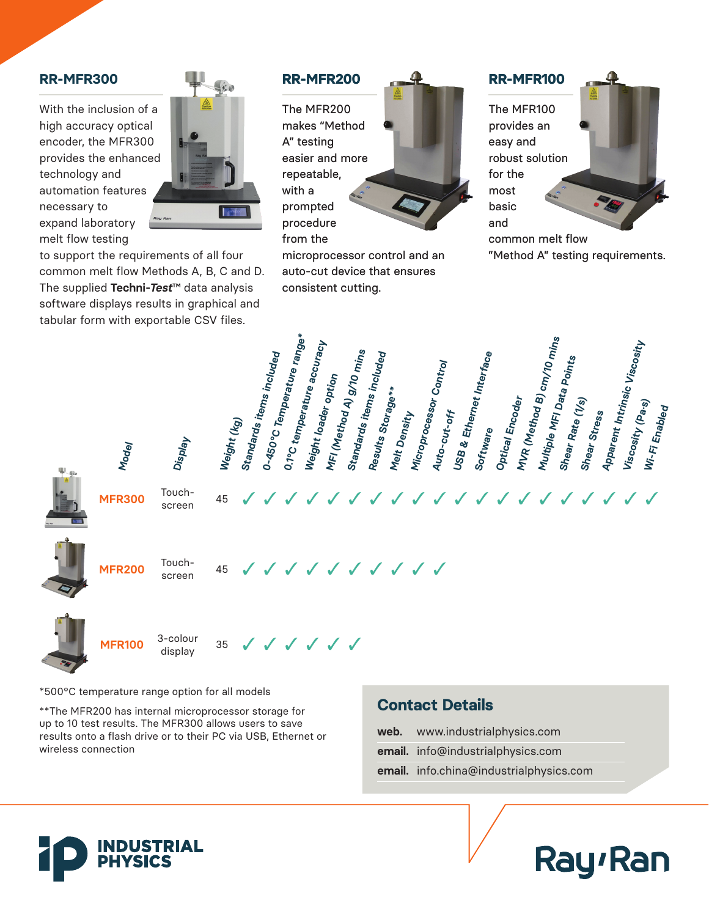## RR-MFR300

With the inclusion of a high accuracy optical encoder, the MFR300 provides the enhanced technology and automation features necessary to expand laboratory melt flow testing to support the requirements of all four common melt flow Methods A, B, C and D. The supplied **Techni-*Test*™** data analysis software displays results in graphical and tabular form with exportable CSV files.

## RR-MFR200

The MFR200 makes "Method A" testing easier and more repeatable, with a prompted procedure from the microprocessor control and an auto-cut device that ensures consistent cutting.

## RR-MFR100

The MFR100 provides an easy and robust solution for the most basic and common melt flow "Method A" testing requirements.

| Model | Display | Weight (kg) | Standards items included | 0-450°C Temperature range* | 0.1°C temperature accuracy | Weight loader option | MFI (Method A) g/10 mins | Standards items included | Results Storage** | Melt Density | Microprocessor Control | Auto-cut-off | USB & Ethernet Interface | Software | Optical Encoder | MVR (Method B) cm/10 mins | Multiple MFI Data Points | Shear Rate (1/s) | Shear Stress | Apparent Intrinsic Viscosity | Viscosity (Pa·s) | Wi-Fi Enabled |
|---|---|---|---|---|---|---|---|---|---|---|---|---|---|---|---|---|---|---|---|---|---|---|
| MFR300 | Touch-screen | 45 | ✓ | ✓ | ✓ | ✓ | ✓ | ✓ | ✓ | ✓ | ✓ | ✓ | ✓ | ✓ | ✓ | ✓ | ✓ | ✓ | ✓ | ✓ | ✓ | ✓ |
| MFR200 | Touch-screen | 45 | ✓ | ✓ | ✓ | ✓ | ✓ | ✓ | ✓ | ✓ | ✓ | ✓ | | | | | | | | | | |
| MFR100 | 3-colour display | 35 | ✓ | ✓ | ✓ | ✓ | ✓ | ✓ | | | | | | | | | | | | | | |

*500°C temperature range option for all models

**The MFR200 has internal microprocessor storage for up to 10 test results. The MFR300 allows users to save results onto a flash drive or to their PC via USB, Ethernet or wireless connection

## Contact Details

**web.** www.industrialphysics.com

**email.** info@industrialphysics.com

**email.** info.china@industrialphysics.com

INDUSTRIAL PHYSICS

Ray-Ran